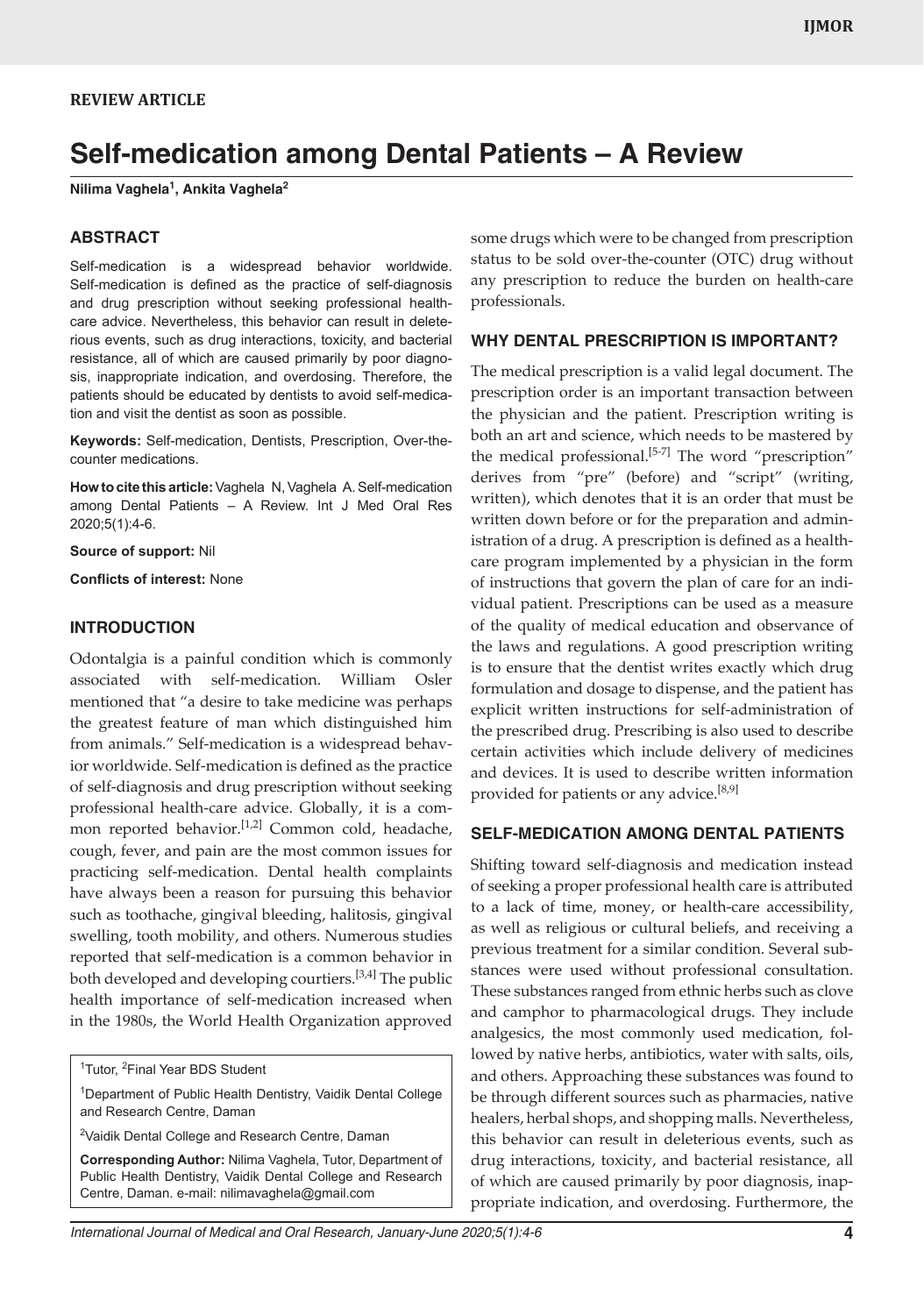REVIEW ARTICLE

# Self-medication among Dental Patients – A Review

**Nilima Vaghela[1], Ankita Vaghela[2]**

## ABSTRACT

Self-medication is a widespread behavior worldwide. Self-medication is defined as the practice of self-diagnosis and drug prescription without seeking professional health-care advice. Nevertheless, this behavior can result in deleterious events, such as drug interactions, toxicity, and bacterial resistance, all of which are caused primarily by poor diagnosis, inappropriate indication, and overdosing. Therefore, the patients should be educated by dentists to avoid self-medication and visit the dentist as soon as possible.

**Keywords:** Self-medication, Dentists, Prescription, Over-the-counter medications.

**How to cite this article:** Vaghela N, Vaghela A. Self-medication among Dental Patients – A Review. Int J Med Oral Res 2020;5(1):4-6.

**Source of support:** Nil

**Conflicts of interest:** None

## INTRODUCTION

Odontalgia is a painful condition which is commonly associated with self-medication. William Osler mentioned that "a desire to take medicine was perhaps the greatest feature of man which distinguished him from animals." Self-medication is a widespread behavior worldwide. Self-medication is defined as the practice of self-diagnosis and drug prescription without seeking professional health-care advice. Globally, it is a common reported behavior.[1,2] Common cold, headache, cough, fever, and pain are the most common issues for practicing self-medication. Dental health complaints have always been a reason for pursuing this behavior such as toothache, gingival bleeding, halitosis, gingival swelling, tooth mobility, and others. Numerous studies reported that self-medication is a common behavior in both developed and developing courtiers.[3,4] The public health importance of self-medication increased when in the 1980s, the World Health Organization approved some drugs which were to be changed from prescription status to be sold over-the-counter (OTC) drug without any prescription to reduce the burden on health-care professionals.

[1]Tutor, [2]Final Year BDS Student

[1]Department of Public Health Dentistry, Vaidik Dental College and Research Centre, Daman

[2]Vaidik Dental College and Research Centre, Daman

**Corresponding Author:** Nilima Vaghela, Tutor, Department of Public Health Dentistry, Vaidik Dental College and Research Centre, Daman. e-mail: nilimavaghela@gmail.com

## WHY DENTAL PRESCRIPTION IS IMPORTANT?

The medical prescription is a valid legal document. The prescription order is an important transaction between the physician and the patient. Prescription writing is both an art and science, which needs to be mastered by the medical professional.[5-7] The word "prescription" derives from "pre" (before) and "script" (writing, written), which denotes that it is an order that must be written down before or for the preparation and administration of a drug. A prescription is defined as a health-care program implemented by a physician in the form of instructions that govern the plan of care for an individual patient. Prescriptions can be used as a measure of the quality of medical education and observance of the laws and regulations. A good prescription writing is to ensure that the dentist writes exactly which drug formulation and dosage to dispense, and the patient has explicit written instructions for self-administration of the prescribed drug. Prescribing is also used to describe certain activities which include delivery of medicines and devices. It is used to describe written information provided for patients or any advice.[8,9]

## SELF-MEDICATION AMONG DENTAL PATIENTS

Shifting toward self-diagnosis and medication instead of seeking a proper professional health care is attributed to a lack of time, money, or health-care accessibility, as well as religious or cultural beliefs, and receiving a previous treatment for a similar condition. Several substances were used without professional consultation. These substances ranged from ethnic herbs such as clove and camphor to pharmacological drugs. They include analgesics, the most commonly used medication, followed by native herbs, antibiotics, water with salts, oils, and others. Approaching these substances was found to be through different sources such as pharmacies, native healers, herbal shops, and shopping malls. Nevertheless, this behavior can result in deleterious events, such as drug interactions, toxicity, and bacterial resistance, all of which are caused primarily by poor diagnosis, inappropriate indication, and overdosing. Furthermore, the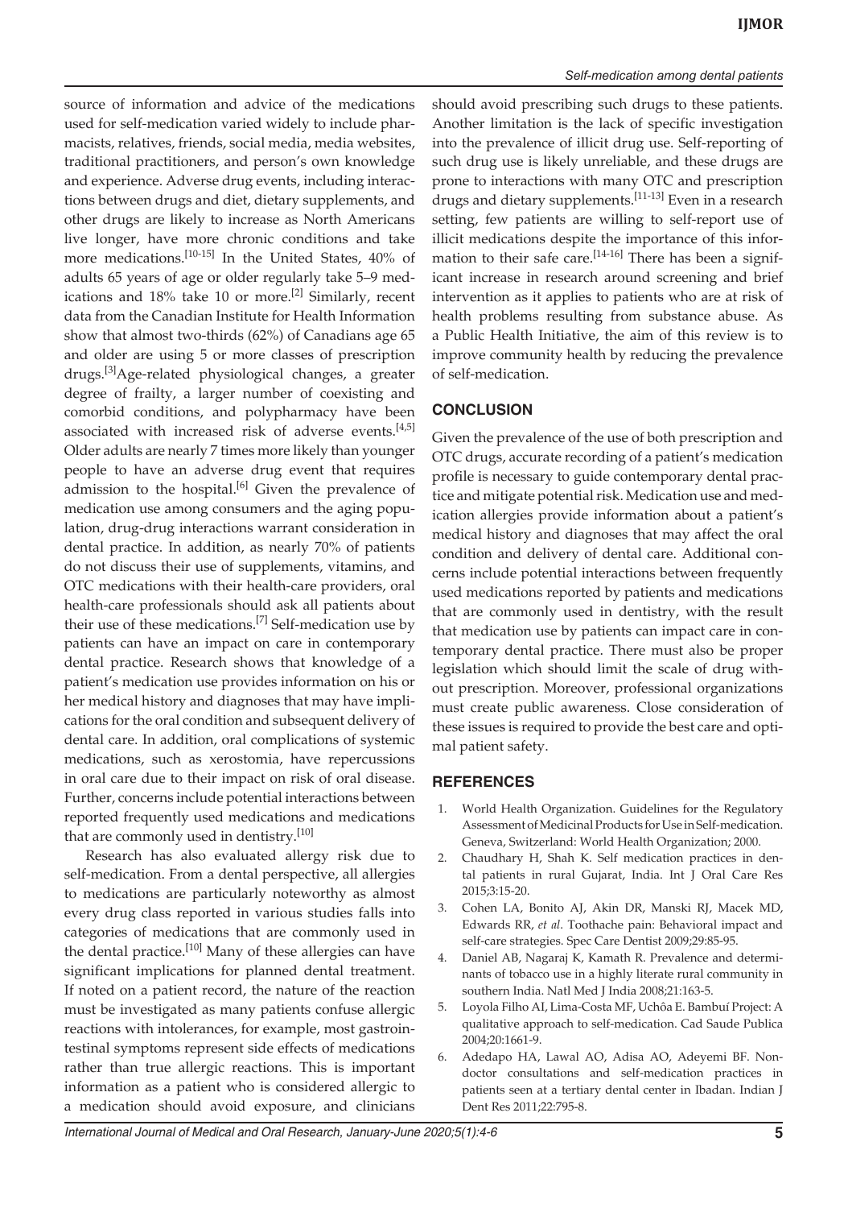source of information and advice of the medications used for self-medication varied widely to include pharmacists, relatives, friends, social media, media websites, traditional practitioners, and person's own knowledge and experience. Adverse drug events, including interactions between drugs and diet, dietary supplements, and other drugs are likely to increase as North Americans live longer, have more chronic conditions and take more medications.[10-15] In the United States, 40% of adults 65 years of age or older regularly take 5–9 medications and 18% take 10 or more.[2] Similarly, recent data from the Canadian Institute for Health Information show that almost two-thirds (62%) of Canadians age 65 and older are using 5 or more classes of prescription drugs.[3]Age-related physiological changes, a greater degree of frailty, a larger number of coexisting and comorbid conditions, and polypharmacy have been associated with increased risk of adverse events.[4,5] Older adults are nearly 7 times more likely than younger people to have an adverse drug event that requires admission to the hospital.[6] Given the prevalence of medication use among consumers and the aging population, drug-drug interactions warrant consideration in dental practice. In addition, as nearly 70% of patients do not discuss their use of supplements, vitamins, and OTC medications with their health-care providers, oral health-care professionals should ask all patients about their use of these medications.[7] Self-medication use by patients can have an impact on care in contemporary dental practice. Research shows that knowledge of a patient's medication use provides information on his or her medical history and diagnoses that may have implications for the oral condition and subsequent delivery of dental care. In addition, oral complications of systemic medications, such as xerostomia, have repercussions in oral care due to their impact on risk of oral disease. Further, concerns include potential interactions between reported frequently used medications and medications that are commonly used in dentistry.[10]

Research has also evaluated allergy risk due to self-medication. From a dental perspective, all allergies to medications are particularly noteworthy as almost every drug class reported in various studies falls into categories of medications that are commonly used in the dental practice.[10] Many of these allergies can have significant implications for planned dental treatment. If noted on a patient record, the nature of the reaction must be investigated as many patients confuse allergic reactions with intolerances, for example, most gastrointestinal symptoms represent side effects of medications rather than true allergic reactions. This is important information as a patient who is considered allergic to a medication should avoid exposure, and clinicians should avoid prescribing such drugs to these patients. Another limitation is the lack of specific investigation into the prevalence of illicit drug use. Self-reporting of such drug use is likely unreliable, and these drugs are prone to interactions with many OTC and prescription drugs and dietary supplements.[11-13] Even in a research setting, few patients are willing to self-report use of illicit medications despite the importance of this information to their safe care.[14-16] There has been a significant increase in research around screening and brief intervention as it applies to patients who are at risk of health problems resulting from substance abuse. As a Public Health Initiative, the aim of this review is to improve community health by reducing the prevalence of self-medication.

## CONCLUSION

Given the prevalence of the use of both prescription and OTC drugs, accurate recording of a patient's medication profile is necessary to guide contemporary dental practice and mitigate potential risk. Medication use and medication allergies provide information about a patient's medical history and diagnoses that may affect the oral condition and delivery of dental care. Additional concerns include potential interactions between frequently used medications reported by patients and medications that are commonly used in dentistry, with the result that medication use by patients can impact care in contemporary dental practice. There must also be proper legislation which should limit the scale of drug without prescription. Moreover, professional organizations must create public awareness. Close consideration of these issues is required to provide the best care and optimal patient safety.

## REFERENCES

1. World Health Organization. Guidelines for the Regulatory Assessment of Medicinal Products for Use in Self-medication. Geneva, Switzerland: World Health Organization; 2000.
2. Chaudhary H, Shah K. Self medication practices in dental patients in rural Gujarat, India. Int J Oral Care Res 2015;3:15-20.
3. Cohen LA, Bonito AJ, Akin DR, Manski RJ, Macek MD, Edwards RR, *et al*. Toothache pain: Behavioral impact and self-care strategies. Spec Care Dentist 2009;29:85-95.
4. Daniel AB, Nagaraj K, Kamath R. Prevalence and determinants of tobacco use in a highly literate rural community in southern India. Natl Med J India 2008;21:163-5.
5. Loyola Filho AI, Lima-Costa MF, Uchôa E. Bambuí Project: A qualitative approach to self-medication. Cad Saude Publica 2004;20:1661-9.
6. Adedapo HA, Lawal AO, Adisa AO, Adeyemi BF. Non-doctor consultations and self-medication practices in patients seen at a tertiary dental center in Ibadan. Indian J Dent Res 2011;22:795-8.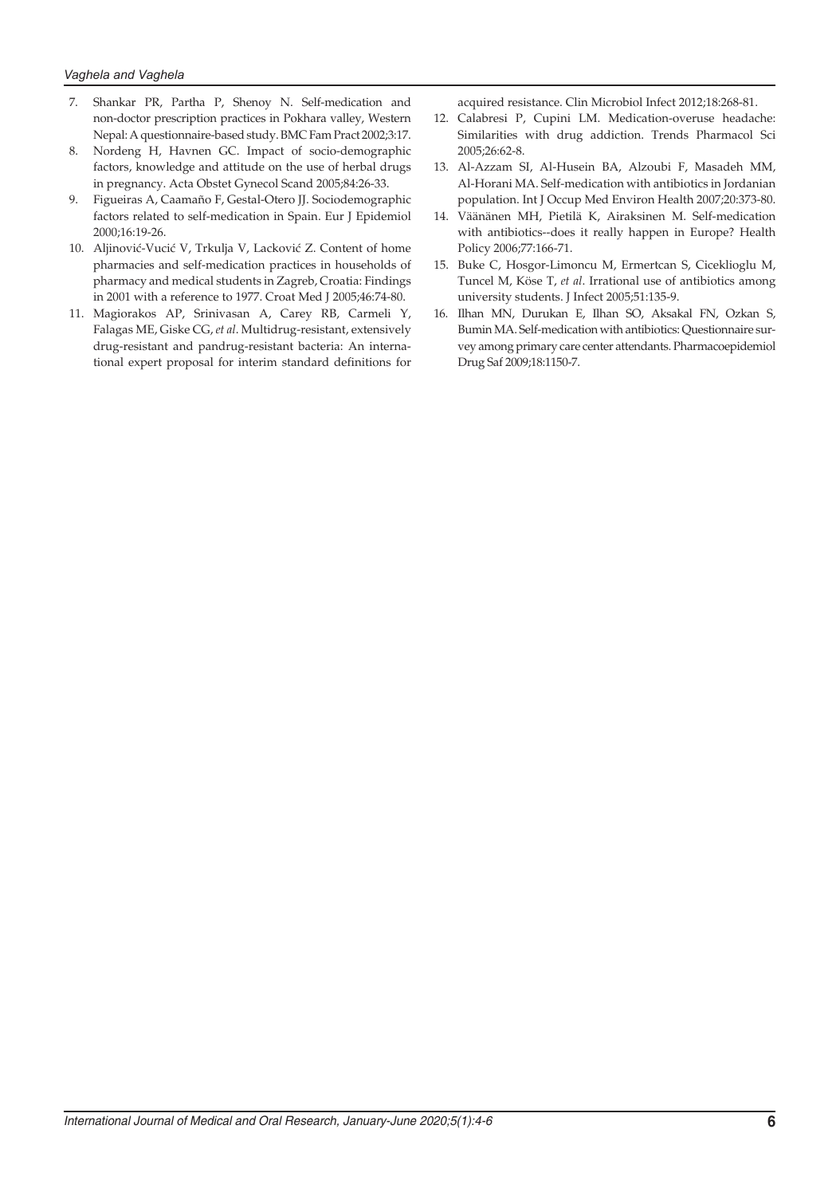7. Shankar PR, Partha P, Shenoy N. Self-medication and non-doctor prescription practices in Pokhara valley, Western Nepal: A questionnaire-based study. BMC Fam Pract 2002;3:17.
8. Nordeng H, Havnen GC. Impact of socio-demographic factors, knowledge and attitude on the use of herbal drugs in pregnancy. Acta Obstet Gynecol Scand 2005;84:26-33.
9. Figueiras A, Caamaño F, Gestal-Otero JJ. Sociodemographic factors related to self-medication in Spain. Eur J Epidemiol 2000;16:19-26.
10. Aljinović-Vucić V, Trkulja V, Lacković Z. Content of home pharmacies and self-medication practices in households of pharmacy and medical students in Zagreb, Croatia: Findings in 2001 with a reference to 1977. Croat Med J 2005;46:74-80.
11. Magiorakos AP, Srinivasan A, Carey RB, Carmeli Y, Falagas ME, Giske CG, *et al*. Multidrug-resistant, extensively drug-resistant and pandrug-resistant bacteria: An international expert proposal for interim standard definitions for acquired resistance. Clin Microbiol Infect 2012;18:268-81.
12. Calabresi P, Cupini LM. Medication-overuse headache: Similarities with drug addiction. Trends Pharmacol Sci 2005;26:62-8.
13. Al-Azzam SI, Al-Husein BA, Alzoubi F, Masadeh MM, Al-Horani MA. Self-medication with antibiotics in Jordanian population. Int J Occup Med Environ Health 2007;20:373-80.
14. Väänänen MH, Pietilä K, Airaksinen M. Self-medication with antibiotics--does it really happen in Europe? Health Policy 2006;77:166-71.
15. Buke C, Hosgor-Limoncu M, Ermertcan S, Ciceklioglu M, Tuncel M, Köse T, *et al*. Irrational use of antibiotics among university students. J Infect 2005;51:135-9.
16. Ilhan MN, Durukan E, Ilhan SO, Aksakal FN, Ozkan S, Bumin MA. Self-medication with antibiotics: Questionnaire survey among primary care center attendants. Pharmacoepidemiol Drug Saf 2009;18:1150-7.